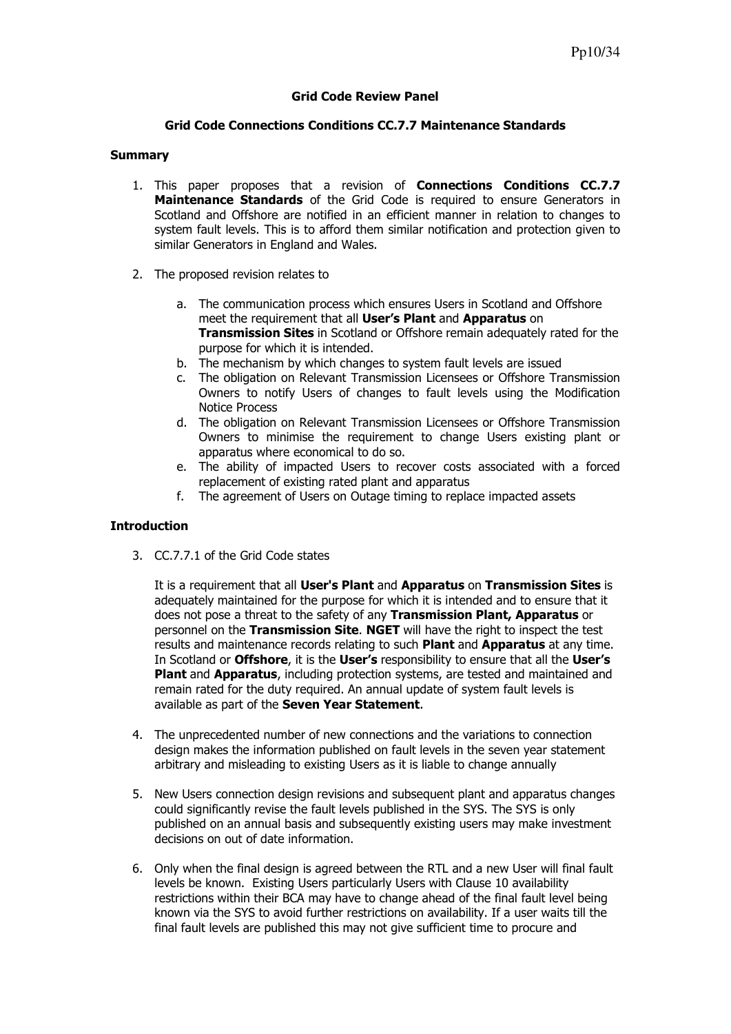**Grid Code Review Panel**

**Grid Code Connections Conditions CC.7.7 Maintenance Standards**

**Summary**

1. This paper proposes that a revision of **Connections Conditions CC.7.7 Maintenance Standards** of the Grid Code is required to ensure Generators in Scotland and Offshore are notified in an efficient manner in relation to changes to system fault levels. This is to afford them similar notification and protection given to similar Generators in England and Wales.

2. The proposed revision relates to

   a. The communication process which ensures Users in Scotland and Offshore meet the requirement that all **User's Plant** and **Apparatus** on **Transmission Sites** in Scotland or Offshore remain adequately rated for the purpose for which it is intended.
   b. The mechanism by which changes to system fault levels are issued
   c. The obligation on Relevant Transmission Licensees or Offshore Transmission Owners to notify Users of changes to fault levels using the Modification Notice Process
   d. The obligation on Relevant Transmission Licensees or Offshore Transmission Owners to minimise the requirement to change Users existing plant or apparatus where economical to do so.
   e. The ability of impacted Users to recover costs associated with a forced replacement of existing rated plant and apparatus
   f. The agreement of Users on Outage timing to replace impacted assets

**Introduction**

3. CC.7.7.1 of the Grid Code states

   It is a requirement that all **User's Plant** and **Apparatus** on **Transmission Sites** is adequately maintained for the purpose for which it is intended and to ensure that it does not pose a threat to the safety of any **Transmission Plant, Apparatus** or personnel on the **Transmission Site**. **NGET** will have the right to inspect the test results and maintenance records relating to such **Plant** and **Apparatus** at any time. In Scotland or **Offshore**, it is the **User's** responsibility to ensure that all the **User's Plant** and **Apparatus**, including protection systems, are tested and maintained and remain rated for the duty required. An annual update of system fault levels is available as part of the **Seven Year Statement**.

4. The unprecedented number of new connections and the variations to connection design makes the information published on fault levels in the seven year statement arbitrary and misleading to existing Users as it is liable to change annually

5. New Users connection design revisions and subsequent plant and apparatus changes could significantly revise the fault levels published in the SYS. The SYS is only published on an annual basis and subsequently existing users may make investment decisions on out of date information.

6. Only when the final design is agreed between the RTL and a new User will final fault levels be known. Existing Users particularly Users with Clause 10 availability restrictions within their BCA may have to change ahead of the final fault level being known via the SYS to avoid further restrictions on availability. If a user waits till the final fault levels are published this may not give sufficient time to procure and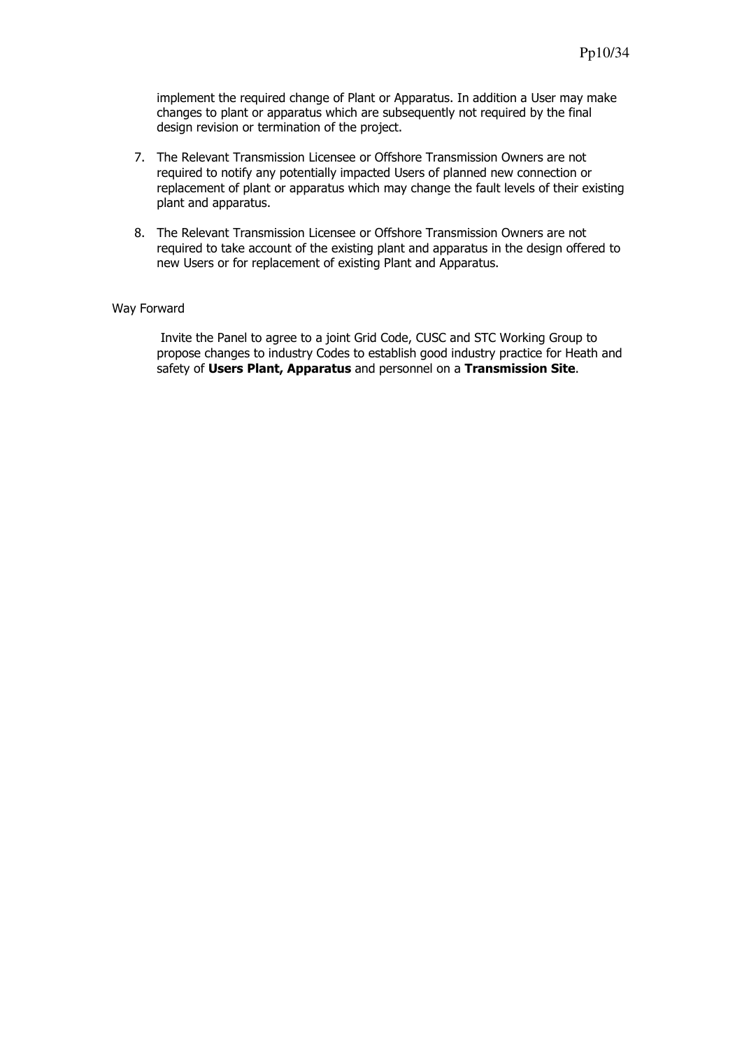implement the required change of Plant or Apparatus. In addition a User may make changes to plant or apparatus which are subsequently not required by the final design revision or termination of the project.

7. The Relevant Transmission Licensee or Offshore Transmission Owners are not required to notify any potentially impacted Users of planned new connection or replacement of plant or apparatus which may change the fault levels of their existing plant and apparatus.

8. The Relevant Transmission Licensee or Offshore Transmission Owners are not required to take account of the existing plant and apparatus in the design offered to new Users or for replacement of existing Plant and Apparatus.

Way Forward

Invite the Panel to agree to a joint Grid Code, CUSC and STC Working Group to propose changes to industry Codes to establish good industry practice for Heath and safety of **Users Plant, Apparatus** and personnel on a **Transmission Site**.